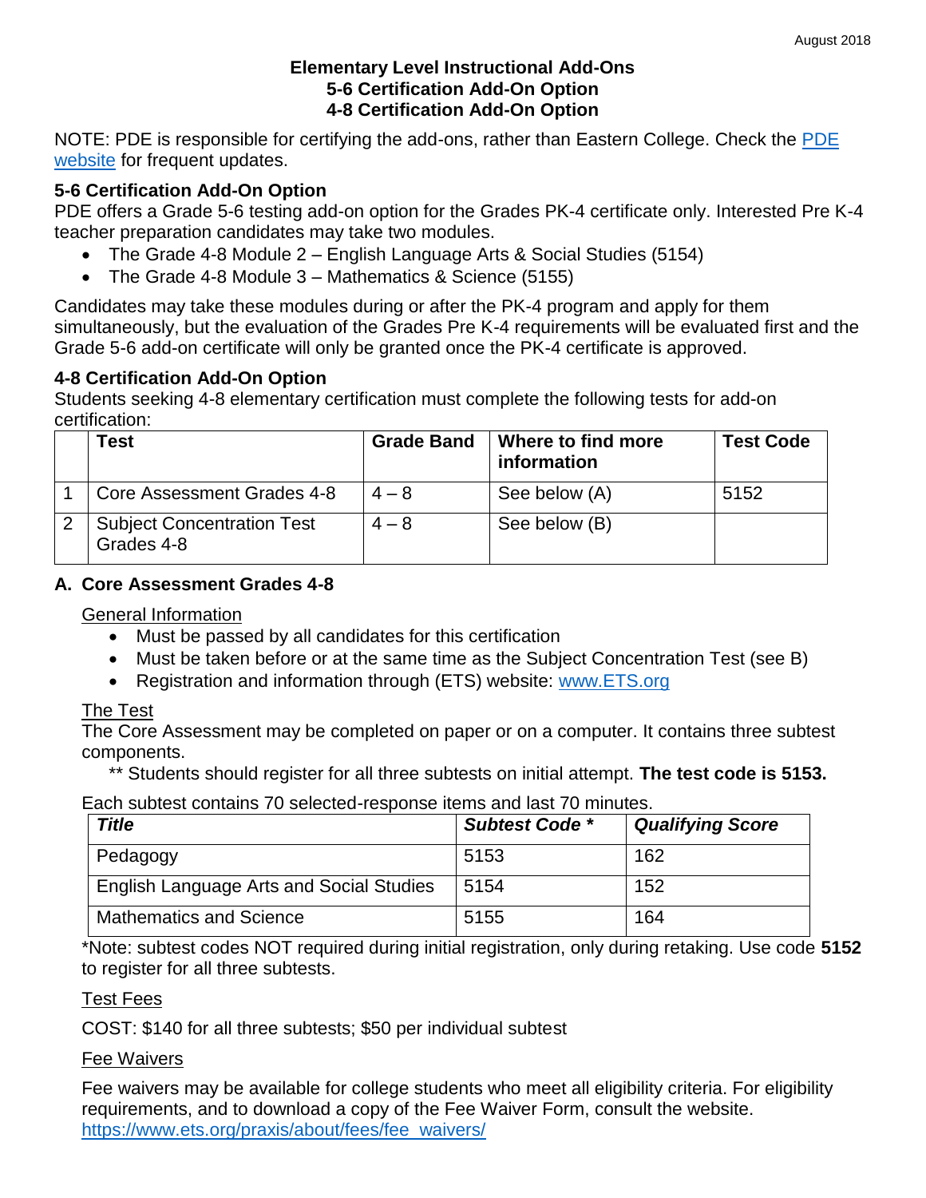August 2018

# Elementary Level Instructional Add-Ons
# 5-6 Certification Add-On Option
# 4-8 Certification Add-On Option

NOTE: PDE is responsible for certifying the add-ons, rather than Eastern College. Check the [PDE website] for frequent updates.

## 5-6 Certification Add-On Option

PDE offers a Grade 5-6 testing add-on option for the Grades PK-4 certificate only. Interested Pre K-4 teacher preparation candidates may take two modules.

- The Grade 4-8 Module 2 – English Language Arts & Social Studies (5154)
- The Grade 4-8 Module 3 – Mathematics & Science (5155)

Candidates may take these modules during or after the PK-4 program and apply for them simultaneously, but the evaluation of the Grades Pre K-4 requirements will be evaluated first and the Grade 5-6 add-on certificate will only be granted once the PK-4 certificate is approved.

## 4-8 Certification Add-On Option

Students seeking 4-8 elementary certification must complete the following tests for add-on certification:

| | Test | Grade Band | Where to find more information | Test Code |
|---|---|---|---|---|
| 1 | Core Assessment Grades 4-8 | 4 – 8 | See below (A) | 5152 |
| 2 | Subject Concentration Test Grades 4-8 | 4 – 8 | See below (B) | |

### A. Core Assessment Grades 4-8

General Information

- Must be passed by all candidates for this certification
- Must be taken before or at the same time as the Subject Concentration Test (see B)
- Registration and information through (ETS) website: www.ETS.org

The Test

The Core Assessment may be completed on paper or on a computer. It contains three subtest components.

** Students should register for all three subtests on initial attempt. **The test code is 5153.**

Each subtest contains 70 selected-response items and last 70 minutes.

| *Title* | *Subtest Code ** | *Qualifying Score* |
|---|---|---|
| Pedagogy | 5153 | 162 |
| English Language Arts and Social Studies | 5154 | 152 |
| Mathematics and Science | 5155 | 164 |

*Note: subtest codes NOT required during initial registration, only during retaking. Use code **5152** to register for all three subtests.

Test Fees

COST: $140 for all three subtests; $50 per individual subtest

Fee Waivers

Fee waivers may be available for college students who meet all eligibility criteria. For eligibility requirements, and to download a copy of the Fee Waiver Form, consult the website. https://www.ets.org/praxis/about/fees/fee_waivers/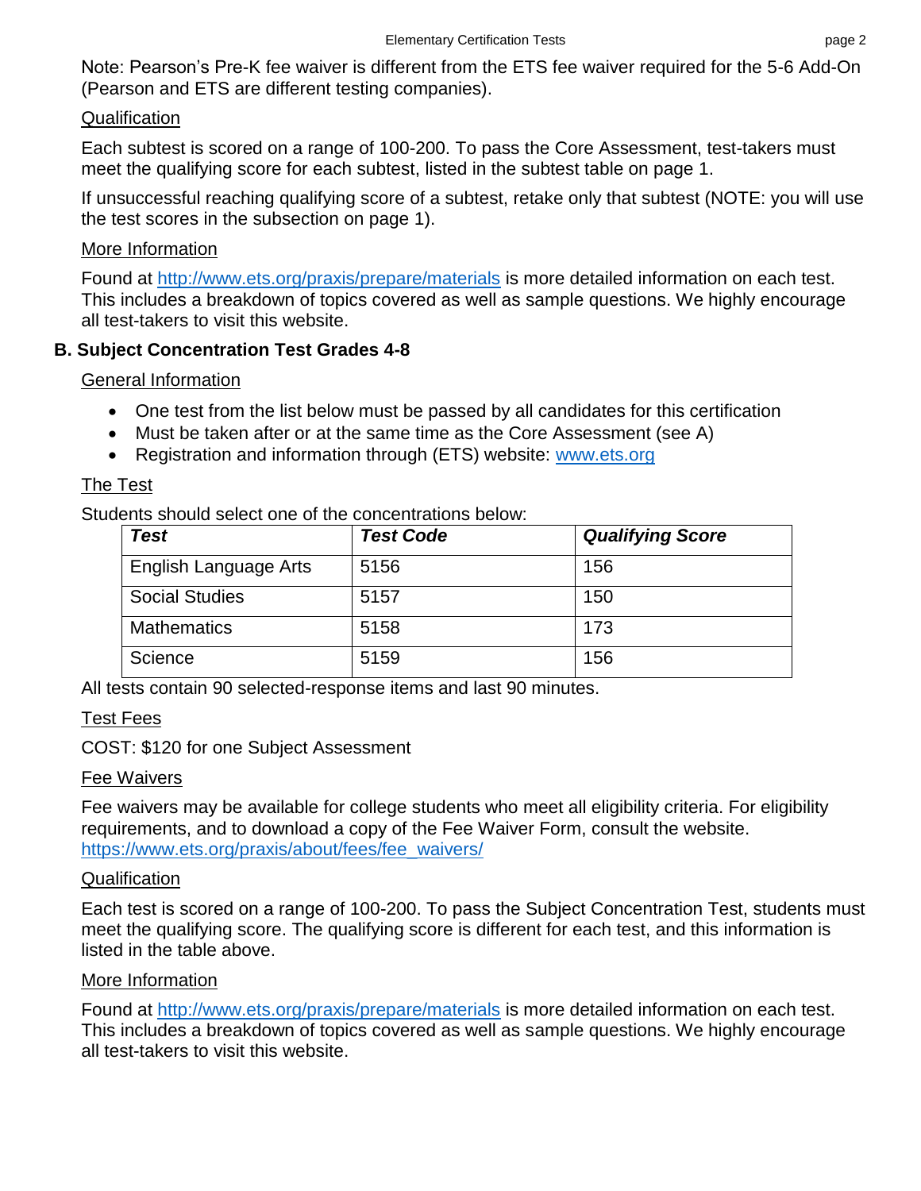Note: Pearson's Pre-K fee waiver is different from the ETS fee waiver required for the 5-6 Add-On (Pearson and ETS are different testing companies).

Qualification

Each subtest is scored on a range of 100-200. To pass the Core Assessment, test-takers must meet the qualifying score for each subtest, listed in the subtest table on page 1.

If unsuccessful reaching qualifying score of a subtest, retake only that subtest (NOTE: you will use the test scores in the subsection on page 1).

More Information

Found at http://www.ets.org/praxis/prepare/materials is more detailed information on each test. This includes a breakdown of topics covered as well as sample questions. We highly encourage all test-takers to visit this website.

### B. Subject Concentration Test Grades 4-8

General Information

- One test from the list below must be passed by all candidates for this certification
- Must be taken after or at the same time as the Core Assessment (see A)
- Registration and information through (ETS) website: www.ets.org

The Test

Students should select one of the concentrations below:

| ***Test*** | ***Test Code*** | ***Qualifying Score*** |
|---|---|---|
| English Language Arts | 5156 | 156 |
| Social Studies | 5157 | 150 |
| Mathematics | 5158 | 173 |
| Science | 5159 | 156 |

All tests contain 90 selected-response items and last 90 minutes.

Test Fees

COST: $120 for one Subject Assessment

Fee Waivers

Fee waivers may be available for college students who meet all eligibility criteria. For eligibility requirements, and to download a copy of the Fee Waiver Form, consult the website. https://www.ets.org/praxis/about/fees/fee_waivers/

Qualification

Each test is scored on a range of 100-200. To pass the Subject Concentration Test, students must meet the qualifying score. The qualifying score is different for each test, and this information is listed in the table above.

More Information

Found at http://www.ets.org/praxis/prepare/materials is more detailed information on each test. This includes a breakdown of topics covered as well as sample questions. We highly encourage all test-takers to visit this website.